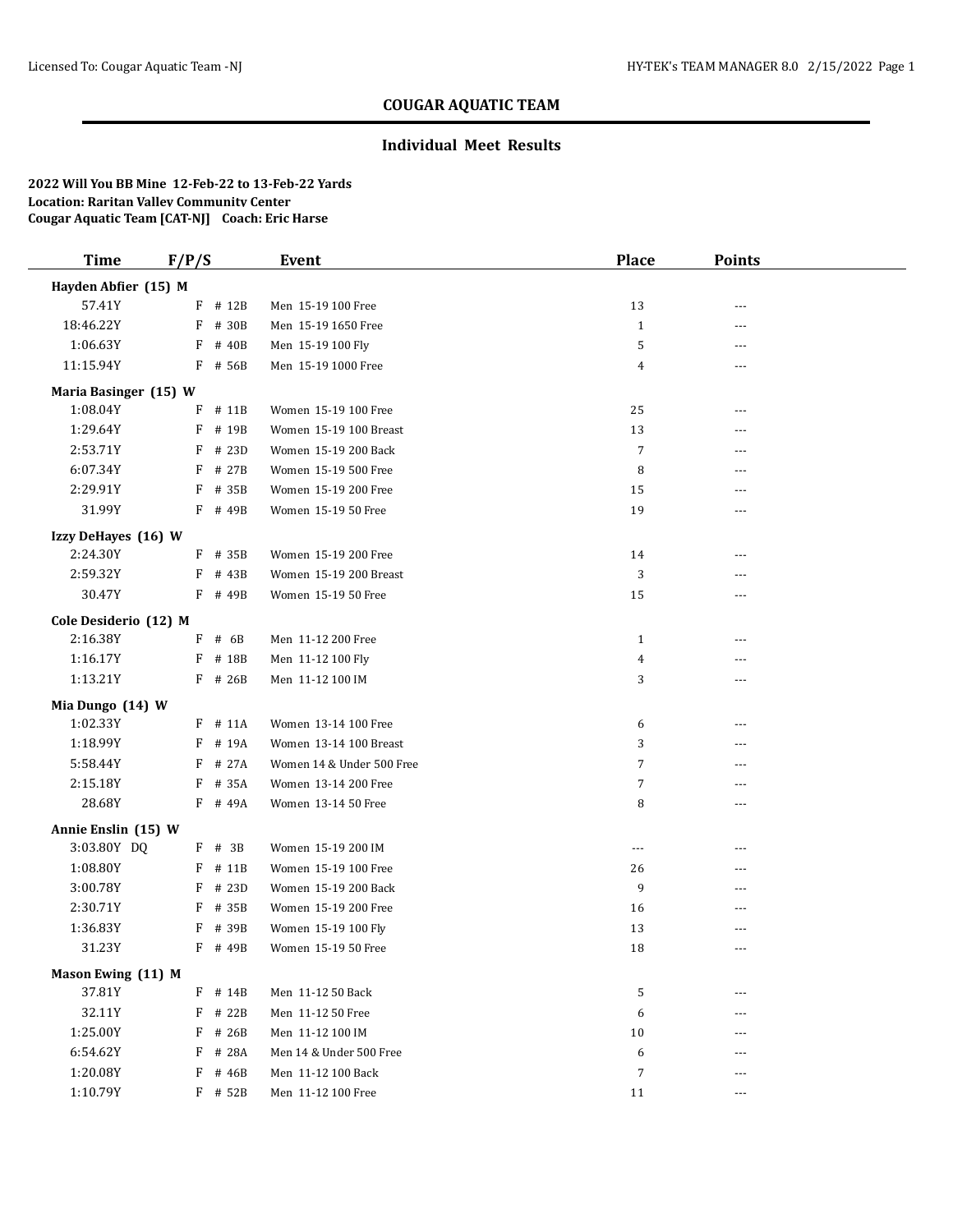# COUGAR AQUATIC TEAM

## Individual Meet Results

**2022 Will You BB Mine 12-Feb-22 to 13-Feb-22 Yards**
**Location: Raritan Valley Community Center**
**Cougar Aquatic Team [CAT-NJ] Coach: Eric Harse**

| Time | F/P/S | | Event | Place | Points |
|---|---|---|---|---|---|
| **Hayden Abfier (15) M** | | | | | |
| 57.41Y | F | # 12B | Men 15-19 100 Free | 13 | --- |
| 18:46.22Y | F | # 30B | Men 15-19 1650 Free | 1 | --- |
| 1:06.63Y | F | # 40B | Men 15-19 100 Fly | 5 | --- |
| 11:15.94Y | F | # 56B | Men 15-19 1000 Free | 4 | --- |
| **Maria Basinger (15) W** | | | | | |
| 1:08.04Y | F | # 11B | Women 15-19 100 Free | 25 | --- |
| 1:29.64Y | F | # 19B | Women 15-19 100 Breast | 13 | --- |
| 2:53.71Y | F | # 23D | Women 15-19 200 Back | 7 | --- |
| 6:07.34Y | F | # 27B | Women 15-19 500 Free | 8 | --- |
| 2:29.91Y | F | # 35B | Women 15-19 200 Free | 15 | --- |
| 31.99Y | F | # 49B | Women 15-19 50 Free | 19 | --- |
| **Izzy DeHayes (16) W** | | | | | |
| 2:24.30Y | F | # 35B | Women 15-19 200 Free | 14 | --- |
| 2:59.32Y | F | # 43B | Women 15-19 200 Breast | 3 | --- |
| 30.47Y | F | # 49B | Women 15-19 50 Free | 15 | --- |
| **Cole Desiderio (12) M** | | | | | |
| 2:16.38Y | F | # 6B | Men 11-12 200 Free | 1 | --- |
| 1:16.17Y | F | # 18B | Men 11-12 100 Fly | 4 | --- |
| 1:13.21Y | F | # 26B | Men 11-12 100 IM | 3 | --- |
| **Mia Dungo (14) W** | | | | | |
| 1:02.33Y | F | # 11A | Women 13-14 100 Free | 6 | --- |
| 1:18.99Y | F | # 19A | Women 13-14 100 Breast | 3 | --- |
| 5:58.44Y | F | # 27A | Women 14 & Under 500 Free | 7 | --- |
| 2:15.18Y | F | # 35A | Women 13-14 200 Free | 7 | --- |
| 28.68Y | F | # 49A | Women 13-14 50 Free | 8 | --- |
| **Annie Enslin (15) W** | | | | | |
| 3:03.80Y DQ | F | # 3B | Women 15-19 200 IM | --- | --- |
| 1:08.80Y | F | # 11B | Women 15-19 100 Free | 26 | --- |
| 3:00.78Y | F | # 23D | Women 15-19 200 Back | 9 | --- |
| 2:30.71Y | F | # 35B | Women 15-19 200 Free | 16 | --- |
| 1:36.83Y | F | # 39B | Women 15-19 100 Fly | 13 | --- |
| 31.23Y | F | # 49B | Women 15-19 50 Free | 18 | --- |
| **Mason Ewing (11) M** | | | | | |
| 37.81Y | F | # 14B | Men 11-12 50 Back | 5 | --- |
| 32.11Y | F | # 22B | Men 11-12 50 Free | 6 | --- |
| 1:25.00Y | F | # 26B | Men 11-12 100 IM | 10 | --- |
| 6:54.62Y | F | # 28A | Men 14 & Under 500 Free | 6 | --- |
| 1:20.08Y | F | # 46B | Men 11-12 100 Back | 7 | --- |
| 1:10.79Y | F | # 52B | Men 11-12 100 Free | 11 | --- |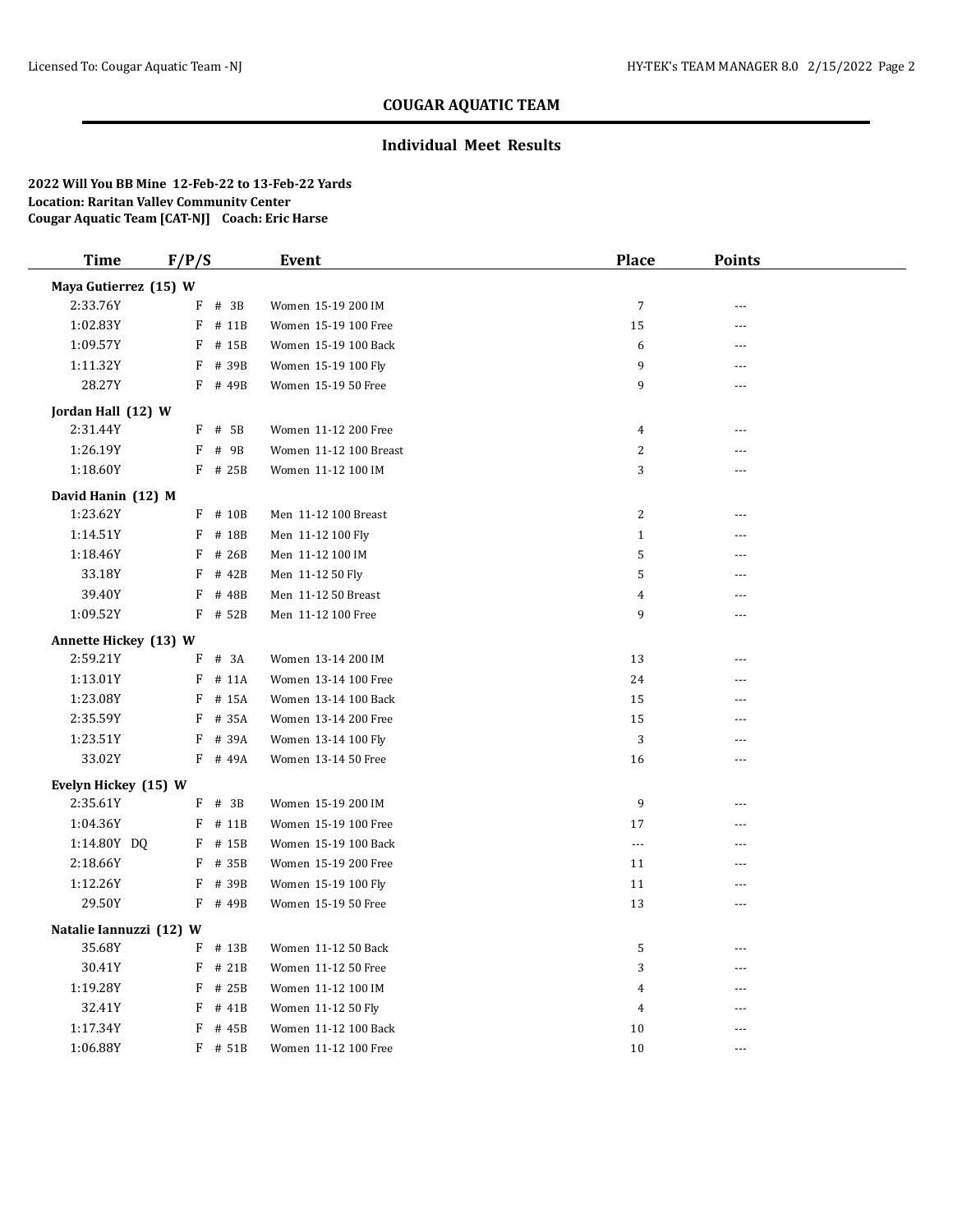## COUGAR AQUATIC TEAM

### Individual Meet Results

**2022 Will You BB Mine 12-Feb-22 to 13-Feb-22 Yards**
**Location: Raritan Valley Community Center**
**Cougar Aquatic Team [CAT-NJ] Coach: Eric Harse**

| Time | F/P/S | | Event | Place | Points |
|---|---|---|---|---|---|
| **Maya Gutierrez (15) W** | | | | | |
| 2:33.76Y | F | # 3B | Women 15-19 200 IM | 7 | --- |
| 1:02.83Y | F | # 11B | Women 15-19 100 Free | 15 | --- |
| 1:09.57Y | F | # 15B | Women 15-19 100 Back | 6 | --- |
| 1:11.32Y | F | # 39B | Women 15-19 100 Fly | 9 | --- |
| 28.27Y | F | # 49B | Women 15-19 50 Free | 9 | --- |
| **Jordan Hall (12) W** | | | | | |
| 2:31.44Y | F | # 5B | Women 11-12 200 Free | 4 | --- |
| 1:26.19Y | F | # 9B | Women 11-12 100 Breast | 2 | --- |
| 1:18.60Y | F | # 25B | Women 11-12 100 IM | 3 | --- |
| **David Hanin (12) M** | | | | | |
| 1:23.62Y | F | # 10B | Men 11-12 100 Breast | 2 | --- |
| 1:14.51Y | F | # 18B | Men 11-12 100 Fly | 1 | --- |
| 1:18.46Y | F | # 26B | Men 11-12 100 IM | 5 | --- |
| 33.18Y | F | # 42B | Men 11-12 50 Fly | 5 | --- |
| 39.40Y | F | # 48B | Men 11-12 50 Breast | 4 | --- |
| 1:09.52Y | F | # 52B | Men 11-12 100 Free | 9 | --- |
| **Annette Hickey (13) W** | | | | | |
| 2:59.21Y | F | # 3A | Women 13-14 200 IM | 13 | --- |
| 1:13.01Y | F | # 11A | Women 13-14 100 Free | 24 | --- |
| 1:23.08Y | F | # 15A | Women 13-14 100 Back | 15 | --- |
| 2:35.59Y | F | # 35A | Women 13-14 200 Free | 15 | --- |
| 1:23.51Y | F | # 39A | Women 13-14 100 Fly | 3 | --- |
| 33.02Y | F | # 49A | Women 13-14 50 Free | 16 | --- |
| **Evelyn Hickey (15) W** | | | | | |
| 2:35.61Y | F | # 3B | Women 15-19 200 IM | 9 | --- |
| 1:04.36Y | F | # 11B | Women 15-19 100 Free | 17 | --- |
| 1:14.80Y DQ | F | # 15B | Women 15-19 100 Back | --- | --- |
| 2:18.66Y | F | # 35B | Women 15-19 200 Free | 11 | --- |
| 1:12.26Y | F | # 39B | Women 15-19 100 Fly | 11 | --- |
| 29.50Y | F | # 49B | Women 15-19 50 Free | 13 | --- |
| **Natalie Iannuzzi (12) W** | | | | | |
| 35.68Y | F | # 13B | Women 11-12 50 Back | 5 | --- |
| 30.41Y | F | # 21B | Women 11-12 50 Free | 3 | --- |
| 1:19.28Y | F | # 25B | Women 11-12 100 IM | 4 | --- |
| 32.41Y | F | # 41B | Women 11-12 50 Fly | 4 | --- |
| 1:17.34Y | F | # 45B | Women 11-12 100 Back | 10 | --- |
| 1:06.88Y | F | # 51B | Women 11-12 100 Free | 10 | --- |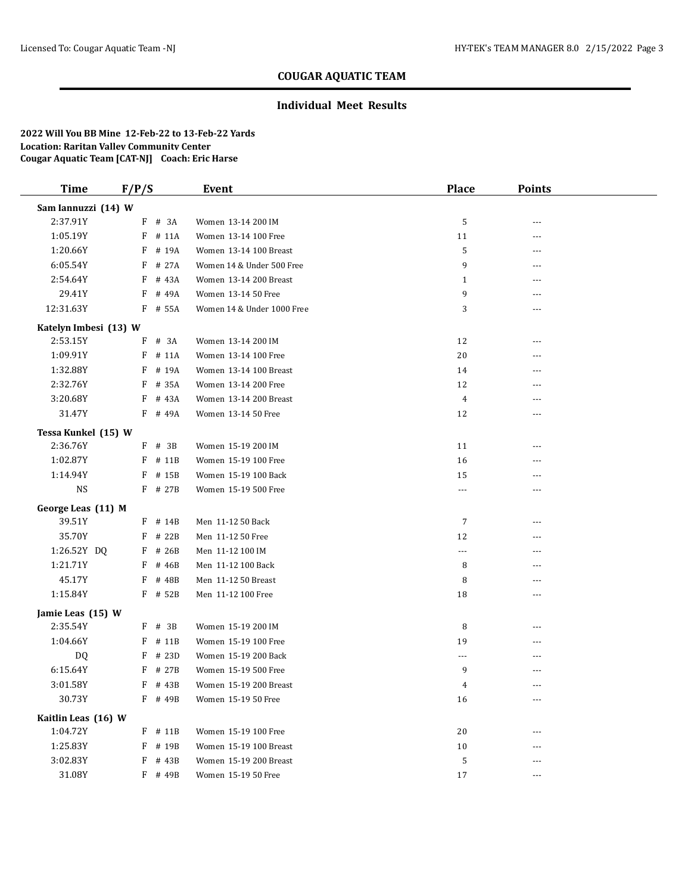# COUGAR AQUATIC TEAM

## Individual Meet Results

**2022 Will You BB Mine 12-Feb-22 to 13-Feb-22 Yards**
**Location: Raritan Valley Community Center**
**Cougar Aquatic Team [CAT-NJ] Coach: Eric Harse**

| Time | F/P/S | Event | Place | Points |
|---|---|---|---|---|
| **Sam Iannuzzi (14) W** | | | | |
| 2:37.91Y | F # 3A | Women 13-14 200 IM | 5 | --- |
| 1:05.19Y | F # 11A | Women 13-14 100 Free | 11 | --- |
| 1:20.66Y | F # 19A | Women 13-14 100 Breast | 5 | --- |
| 6:05.54Y | F # 27A | Women 14 & Under 500 Free | 9 | --- |
| 2:54.64Y | F # 43A | Women 13-14 200 Breast | 1 | --- |
| 29.41Y | F # 49A | Women 13-14 50 Free | 9 | --- |
| 12:31.63Y | F # 55A | Women 14 & Under 1000 Free | 3 | --- |
| **Katelyn Imbesi (13) W** | | | | |
| 2:53.15Y | F # 3A | Women 13-14 200 IM | 12 | --- |
| 1:09.91Y | F # 11A | Women 13-14 100 Free | 20 | --- |
| 1:32.88Y | F # 19A | Women 13-14 100 Breast | 14 | --- |
| 2:32.76Y | F # 35A | Women 13-14 200 Free | 12 | --- |
| 3:20.68Y | F # 43A | Women 13-14 200 Breast | 4 | --- |
| 31.47Y | F # 49A | Women 13-14 50 Free | 12 | --- |
| **Tessa Kunkel (15) W** | | | | |
| 2:36.76Y | F # 3B | Women 15-19 200 IM | 11 | --- |
| 1:02.87Y | F # 11B | Women 15-19 100 Free | 16 | --- |
| 1:14.94Y | F # 15B | Women 15-19 100 Back | 15 | --- |
| NS | F # 27B | Women 15-19 500 Free | --- | --- |
| **George Leas (11) M** | | | | |
| 39.51Y | F # 14B | Men 11-12 50 Back | 7 | --- |
| 35.70Y | F # 22B | Men 11-12 50 Free | 12 | --- |
| 1:26.52Y DQ | F # 26B | Men 11-12 100 IM | --- | --- |
| 1:21.71Y | F # 46B | Men 11-12 100 Back | 8 | --- |
| 45.17Y | F # 48B | Men 11-12 50 Breast | 8 | --- |
| 1:15.84Y | F # 52B | Men 11-12 100 Free | 18 | --- |
| **Jamie Leas (15) W** | | | | |
| 2:35.54Y | F # 3B | Women 15-19 200 IM | 8 | --- |
| 1:04.66Y | F # 11B | Women 15-19 100 Free | 19 | --- |
| DQ | F # 23D | Women 15-19 200 Back | --- | --- |
| 6:15.64Y | F # 27B | Women 15-19 500 Free | 9 | --- |
| 3:01.58Y | F # 43B | Women 15-19 200 Breast | 4 | --- |
| 30.73Y | F # 49B | Women 15-19 50 Free | 16 | --- |
| **Kaitlin Leas (16) W** | | | | |
| 1:04.72Y | F # 11B | Women 15-19 100 Free | 20 | --- |
| 1:25.83Y | F # 19B | Women 15-19 100 Breast | 10 | --- |
| 3:02.83Y | F # 43B | Women 15-19 200 Breast | 5 | --- |
| 31.08Y | F # 49B | Women 15-19 50 Free | 17 | --- |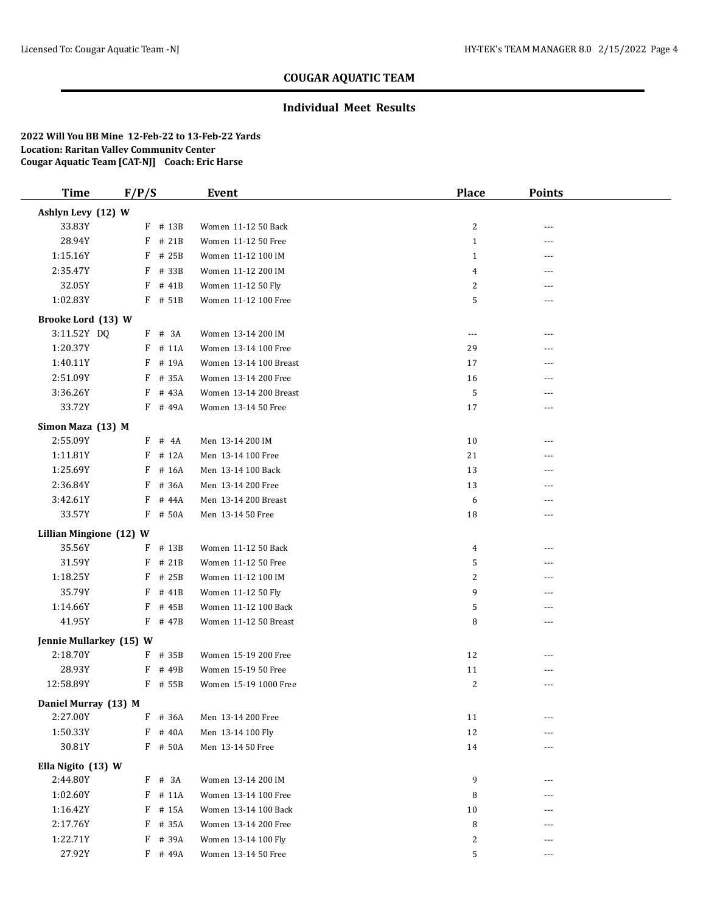# COUGAR AQUATIC TEAM

## Individual Meet Results

**2022 Will You BB Mine 12-Feb-22 to 13-Feb-22 Yards**
**Location: Raritan Valley Community Center**
**Cougar Aquatic Team [CAT-NJ] Coach: Eric Harse**

| Time | F/P/S | | Event | Place | Points |
|---|---|---|---|---|---|
| **Ashlyn Levy (12) W** | | | | | |
| 33.83Y | F | # 13B | Women 11-12 50 Back | 2 | --- |
| 28.94Y | F | # 21B | Women 11-12 50 Free | 1 | --- |
| 1:15.16Y | F | # 25B | Women 11-12 100 IM | 1 | --- |
| 2:35.47Y | F | # 33B | Women 11-12 200 IM | 4 | --- |
| 32.05Y | F | # 41B | Women 11-12 50 Fly | 2 | --- |
| 1:02.83Y | F | # 51B | Women 11-12 100 Free | 5 | --- |
| **Brooke Lord (13) W** | | | | | |
| 3:11.52Y DQ | F | # 3A | Women 13-14 200 IM | --- | --- |
| 1:20.37Y | F | # 11A | Women 13-14 100 Free | 29 | --- |
| 1:40.11Y | F | # 19A | Women 13-14 100 Breast | 17 | --- |
| 2:51.09Y | F | # 35A | Women 13-14 200 Free | 16 | --- |
| 3:36.26Y | F | # 43A | Women 13-14 200 Breast | 5 | --- |
| 33.72Y | F | # 49A | Women 13-14 50 Free | 17 | --- |
| **Simon Maza (13) M** | | | | | |
| 2:55.09Y | F | # 4A | Men 13-14 200 IM | 10 | --- |
| 1:11.81Y | F | # 12A | Men 13-14 100 Free | 21 | --- |
| 1:25.69Y | F | # 16A | Men 13-14 100 Back | 13 | --- |
| 2:36.84Y | F | # 36A | Men 13-14 200 Free | 13 | --- |
| 3:42.61Y | F | # 44A | Men 13-14 200 Breast | 6 | --- |
| 33.57Y | F | # 50A | Men 13-14 50 Free | 18 | --- |
| **Lillian Mingione (12) W** | | | | | |
| 35.56Y | F | # 13B | Women 11-12 50 Back | 4 | --- |
| 31.59Y | F | # 21B | Women 11-12 50 Free | 5 | --- |
| 1:18.25Y | F | # 25B | Women 11-12 100 IM | 2 | --- |
| 35.79Y | F | # 41B | Women 11-12 50 Fly | 9 | --- |
| 1:14.66Y | F | # 45B | Women 11-12 100 Back | 5 | --- |
| 41.95Y | F | # 47B | Women 11-12 50 Breast | 8 | --- |
| **Jennie Mullarkey (15) W** | | | | | |
| 2:18.70Y | F | # 35B | Women 15-19 200 Free | 12 | --- |
| 28.93Y | F | # 49B | Women 15-19 50 Free | 11 | --- |
| 12:58.89Y | F | # 55B | Women 15-19 1000 Free | 2 | --- |
| **Daniel Murray (13) M** | | | | | |
| 2:27.00Y | F | # 36A | Men 13-14 200 Free | 11 | --- |
| 1:50.33Y | F | # 40A | Men 13-14 100 Fly | 12 | --- |
| 30.81Y | F | # 50A | Men 13-14 50 Free | 14 | --- |
| **Ella Nigito (13) W** | | | | | |
| 2:44.80Y | F | # 3A | Women 13-14 200 IM | 9 | --- |
| 1:02.60Y | F | # 11A | Women 13-14 100 Free | 8 | --- |
| 1:16.42Y | F | # 15A | Women 13-14 100 Back | 10 | --- |
| 2:17.76Y | F | # 35A | Women 13-14 200 Free | 8 | --- |
| 1:22.71Y | F | # 39A | Women 13-14 100 Fly | 2 | --- |
| 27.92Y | F | # 49A | Women 13-14 50 Free | 5 | --- |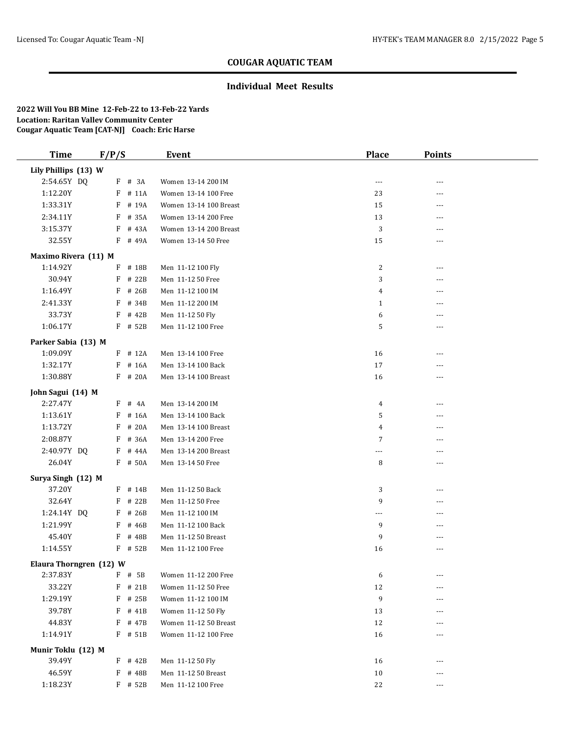## COUGAR AQUATIC TEAM

### Individual Meet Results

**2022 Will You BB Mine 12-Feb-22 to 13-Feb-22 Yards**
**Location: Raritan Valley Community Center**
**Cougar Aquatic Team [CAT-NJ] Coach: Eric Harse**

| Time | F/P/S | | Event | Place | Points |
|---|---|---|---|---|---|
| **Lily Phillips (13) W** | | | | | |
| 2:54.65Y DQ | F | # 3A | Women 13-14 200 IM | --- | --- |
| 1:12.20Y | F | # 11A | Women 13-14 100 Free | 23 | --- |
| 1:33.31Y | F | # 19A | Women 13-14 100 Breast | 15 | --- |
| 2:34.11Y | F | # 35A | Women 13-14 200 Free | 13 | --- |
| 3:15.37Y | F | # 43A | Women 13-14 200 Breast | 3 | --- |
| 32.55Y | F | # 49A | Women 13-14 50 Free | 15 | --- |
| **Maximo Rivera (11) M** | | | | | |
| 1:14.92Y | F | # 18B | Men 11-12 100 Fly | 2 | --- |
| 30.94Y | F | # 22B | Men 11-12 50 Free | 3 | --- |
| 1:16.49Y | F | # 26B | Men 11-12 100 IM | 4 | --- |
| 2:41.33Y | F | # 34B | Men 11-12 200 IM | 1 | --- |
| 33.73Y | F | # 42B | Men 11-12 50 Fly | 6 | --- |
| 1:06.17Y | F | # 52B | Men 11-12 100 Free | 5 | --- |
| **Parker Sabia (13) M** | | | | | |
| 1:09.09Y | F | # 12A | Men 13-14 100 Free | 16 | --- |
| 1:32.17Y | F | # 16A | Men 13-14 100 Back | 17 | --- |
| 1:30.88Y | F | # 20A | Men 13-14 100 Breast | 16 | --- |
| **John Sagui (14) M** | | | | | |
| 2:27.47Y | F | # 4A | Men 13-14 200 IM | 4 | --- |
| 1:13.61Y | F | # 16A | Men 13-14 100 Back | 5 | --- |
| 1:13.72Y | F | # 20A | Men 13-14 100 Breast | 4 | --- |
| 2:08.87Y | F | # 36A | Men 13-14 200 Free | 7 | --- |
| 2:40.97Y DQ | F | # 44A | Men 13-14 200 Breast | --- | --- |
| 26.04Y | F | # 50A | Men 13-14 50 Free | 8 | --- |
| **Surya Singh (12) M** | | | | | |
| 37.20Y | F | # 14B | Men 11-12 50 Back | 3 | --- |
| 32.64Y | F | # 22B | Men 11-12 50 Free | 9 | --- |
| 1:24.14Y DQ | F | # 26B | Men 11-12 100 IM | --- | --- |
| 1:21.99Y | F | # 46B | Men 11-12 100 Back | 9 | --- |
| 45.40Y | F | # 48B | Men 11-12 50 Breast | 9 | --- |
| 1:14.55Y | F | # 52B | Men 11-12 100 Free | 16 | --- |
| **Elaura Thorngren (12) W** | | | | | |
| 2:37.83Y | F | # 5B | Women 11-12 200 Free | 6 | --- |
| 33.22Y | F | # 21B | Women 11-12 50 Free | 12 | --- |
| 1:29.19Y | F | # 25B | Women 11-12 100 IM | 9 | --- |
| 39.78Y | F | # 41B | Women 11-12 50 Fly | 13 | --- |
| 44.83Y | F | # 47B | Women 11-12 50 Breast | 12 | --- |
| 1:14.91Y | F | # 51B | Women 11-12 100 Free | 16 | --- |
| **Munir Toklu (12) M** | | | | | |
| 39.49Y | F | # 42B | Men 11-12 50 Fly | 16 | --- |
| 46.59Y | F | # 48B | Men 11-12 50 Breast | 10 | --- |
| 1:18.23Y | F | # 52B | Men 11-12 100 Free | 22 | --- |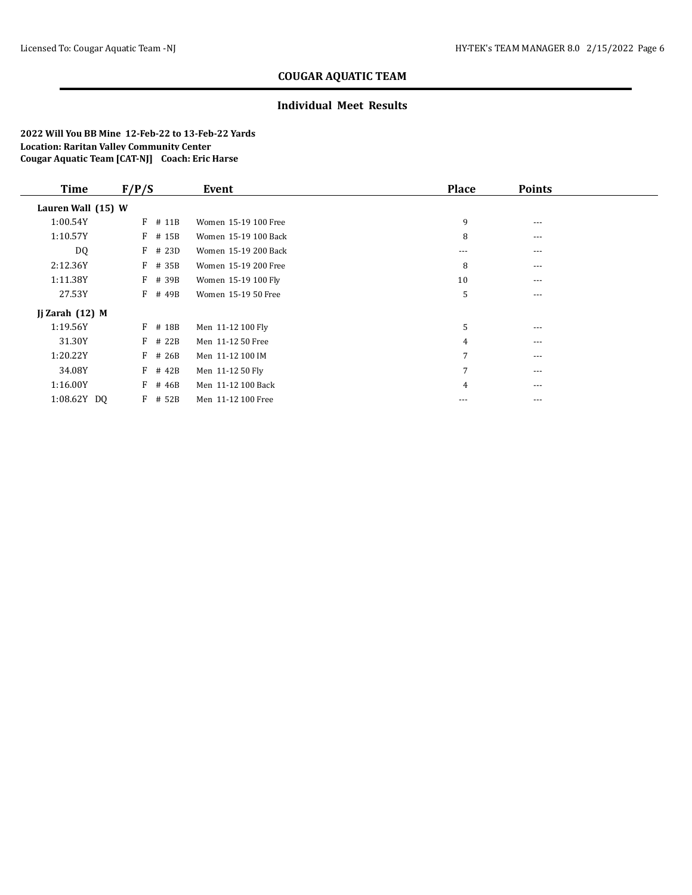## COUGAR AQUATIC TEAM

### Individual Meet Results

**2022 Will You BB Mine 12-Feb-22 to 13-Feb-22 Yards**
**Location: Raritan Valley Community Center**
**Cougar Aquatic Team [CAT-NJ] Coach: Eric Harse**

| Time | F/P/S | | Event | Place | Points |
|---|---|---|---|---|---|
| **Lauren Wall (15) W** | | | | | |
| 1:00.54Y | F | # 11B | Women 15-19 100 Free | 9 | --- |
| 1:10.57Y | F | # 15B | Women 15-19 100 Back | 8 | --- |
| DQ | F | # 23D | Women 15-19 200 Back | --- | --- |
| 2:12.36Y | F | # 35B | Women 15-19 200 Free | 8 | --- |
| 1:11.38Y | F | # 39B | Women 15-19 100 Fly | 10 | --- |
| 27.53Y | F | # 49B | Women 15-19 50 Free | 5 | --- |
| **Jj Zarah (12) M** | | | | | |
| 1:19.56Y | F | # 18B | Men 11-12 100 Fly | 5 | --- |
| 31.30Y | F | # 22B | Men 11-12 50 Free | 4 | --- |
| 1:20.22Y | F | # 26B | Men 11-12 100 IM | 7 | --- |
| 34.08Y | F | # 42B | Men 11-12 50 Fly | 7 | --- |
| 1:16.00Y | F | # 46B | Men 11-12 100 Back | 4 | --- |
| 1:08.62Y DQ | F | # 52B | Men 11-12 100 Free | --- | --- |